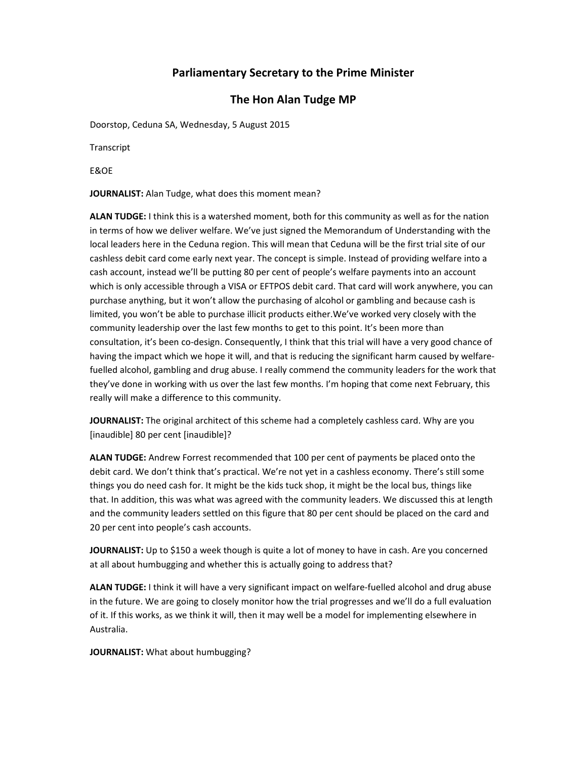## Parliamentary Secretary to the Prime Minister

## The Hon Alan Tudge MP

Doorstop, Ceduna SA, Wednesday, 5 August 2015

Transcript

E&OE

**JOURNALIST:** Alan Tudge, what does this moment mean?

**ALAN TUDGE:** I think this is a watershed moment, both for this community as well as for the nation in terms of how we deliver welfare. We've just signed the Memorandum of Understanding with the local leaders here in the Ceduna region. This will mean that Ceduna will be the first trial site of our cashless debit card come early next year. The concept is simple. Instead of providing welfare into a cash account, instead we'll be putting 80 per cent of people's welfare payments into an account which is only accessible through a VISA or EFTPOS debit card. That card will work anywhere, you can purchase anything, but it won't allow the purchasing of alcohol or gambling and because cash is limited, you won't be able to purchase illicit products either.We've worked very closely with the community leadership over the last few months to get to this point. It's been more than consultation, it's been co-design. Consequently, I think that this trial will have a very good chance of having the impact which we hope it will, and that is reducing the significant harm caused by welfare-fuelled alcohol, gambling and drug abuse. I really commend the community leaders for the work that they've done in working with us over the last few months. I'm hoping that come next February, this really will make a difference to this community.

**JOURNALIST:** The original architect of this scheme had a completely cashless card. Why are you [inaudible] 80 per cent [inaudible]?

**ALAN TUDGE:** Andrew Forrest recommended that 100 per cent of payments be placed onto the debit card. We don't think that's practical. We're not yet in a cashless economy. There's still some things you do need cash for. It might be the kids tuck shop, it might be the local bus, things like that. In addition, this was what was agreed with the community leaders. We discussed this at length and the community leaders settled on this figure that 80 per cent should be placed on the card and 20 per cent into people's cash accounts.

**JOURNALIST:** Up to $150 a week though is quite a lot of money to have in cash. Are you concerned at all about humbugging and whether this is actually going to address that?

**ALAN TUDGE:** I think it will have a very significant impact on welfare-fuelled alcohol and drug abuse in the future. We are going to closely monitor how the trial progresses and we'll do a full evaluation of it. If this works, as we think it will, then it may well be a model for implementing elsewhere in Australia.

**JOURNALIST:** What about humbugging?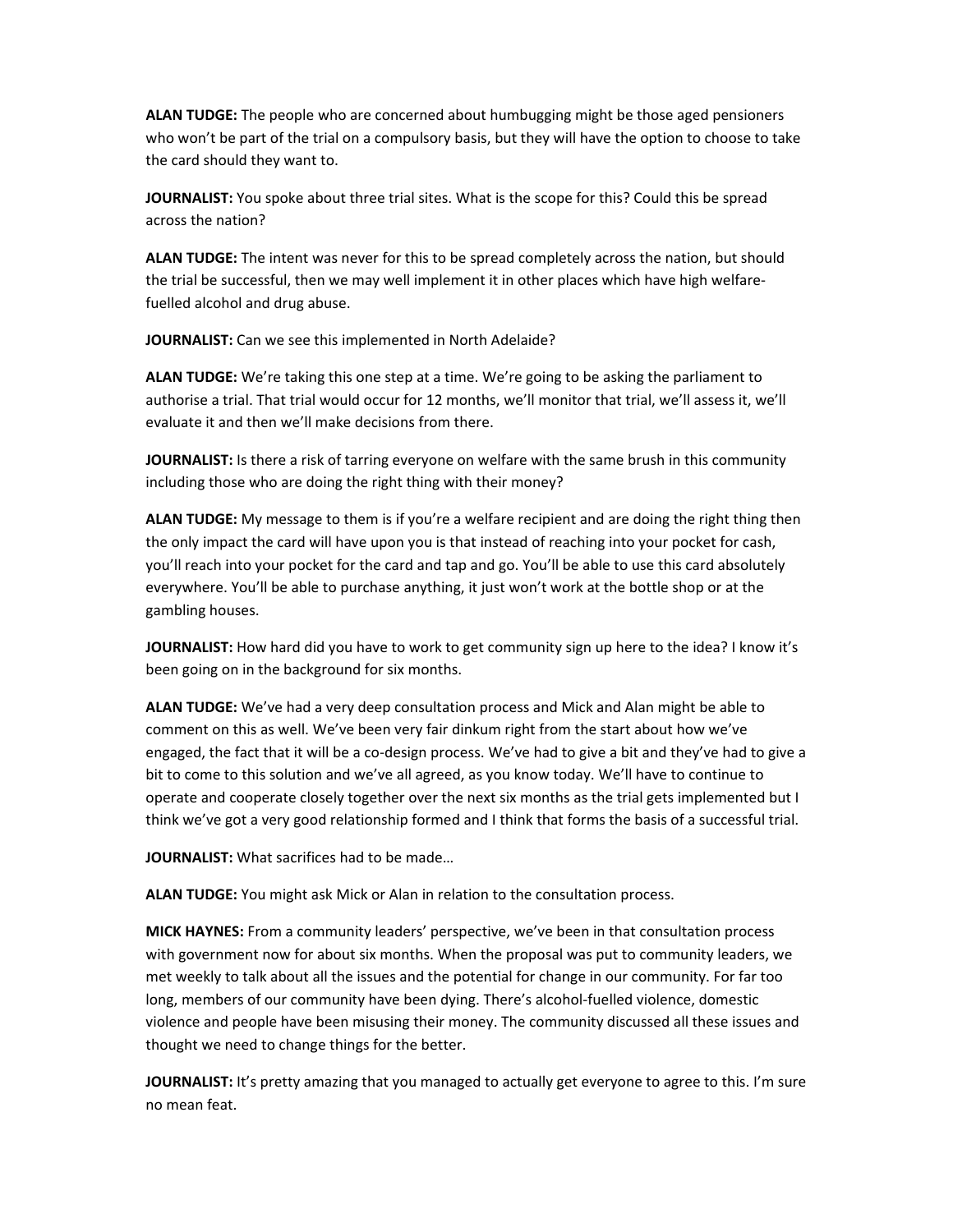**ALAN TUDGE:** The people who are concerned about humbugging might be those aged pensioners who won't be part of the trial on a compulsory basis, but they will have the option to choose to take the card should they want to.

**JOURNALIST:** You spoke about three trial sites. What is the scope for this? Could this be spread across the nation?

**ALAN TUDGE:** The intent was never for this to be spread completely across the nation, but should the trial be successful, then we may well implement it in other places which have high welfare-fuelled alcohol and drug abuse.

**JOURNALIST:** Can we see this implemented in North Adelaide?

**ALAN TUDGE:** We're taking this one step at a time. We're going to be asking the parliament to authorise a trial. That trial would occur for 12 months, we'll monitor that trial, we'll assess it, we'll evaluate it and then we'll make decisions from there.

**JOURNALIST:** Is there a risk of tarring everyone on welfare with the same brush in this community including those who are doing the right thing with their money?

**ALAN TUDGE:** My message to them is if you're a welfare recipient and are doing the right thing then the only impact the card will have upon you is that instead of reaching into your pocket for cash, you'll reach into your pocket for the card and tap and go. You'll be able to use this card absolutely everywhere. You'll be able to purchase anything, it just won't work at the bottle shop or at the gambling houses.

**JOURNALIST:** How hard did you have to work to get community sign up here to the idea? I know it's been going on in the background for six months.

**ALAN TUDGE:** We've had a very deep consultation process and Mick and Alan might be able to comment on this as well. We've been very fair dinkum right from the start about how we've engaged, the fact that it will be a co-design process. We've had to give a bit and they've had to give a bit to come to this solution and we've all agreed, as you know today. We'll have to continue to operate and cooperate closely together over the next six months as the trial gets implemented but I think we've got a very good relationship formed and I think that forms the basis of a successful trial.

**JOURNALIST:** What sacrifices had to be made…

**ALAN TUDGE:** You might ask Mick or Alan in relation to the consultation process.

**MICK HAYNES:** From a community leaders' perspective, we've been in that consultation process with government now for about six months. When the proposal was put to community leaders, we met weekly to talk about all the issues and the potential for change in our community. For far too long, members of our community have been dying. There's alcohol-fuelled violence, domestic violence and people have been misusing their money. The community discussed all these issues and thought we need to change things for the better.

**JOURNALIST:** It's pretty amazing that you managed to actually get everyone to agree to this. I'm sure no mean feat.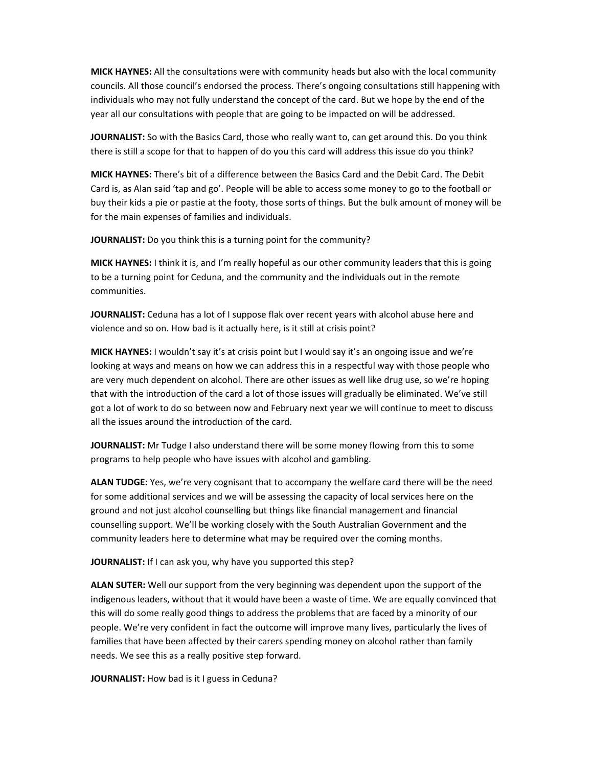**MICK HAYNES:** All the consultations were with community heads but also with the local community councils. All those council's endorsed the process. There's ongoing consultations still happening with individuals who may not fully understand the concept of the card. But we hope by the end of the year all our consultations with people that are going to be impacted on will be addressed.

**JOURNALIST:** So with the Basics Card, those who really want to, can get around this. Do you think there is still a scope for that to happen of do you this card will address this issue do you think?

**MICK HAYNES:** There's bit of a difference between the Basics Card and the Debit Card. The Debit Card is, as Alan said 'tap and go'. People will be able to access some money to go to the football or buy their kids a pie or pastie at the footy, those sorts of things. But the bulk amount of money will be for the main expenses of families and individuals.

**JOURNALIST:** Do you think this is a turning point for the community?

**MICK HAYNES:** I think it is, and I'm really hopeful as our other community leaders that this is going to be a turning point for Ceduna, and the community and the individuals out in the remote communities.

**JOURNALIST:** Ceduna has a lot of I suppose flak over recent years with alcohol abuse here and violence and so on. How bad is it actually here, is it still at crisis point?

**MICK HAYNES:** I wouldn't say it's at crisis point but I would say it's an ongoing issue and we're looking at ways and means on how we can address this in a respectful way with those people who are very much dependent on alcohol. There are other issues as well like drug use, so we're hoping that with the introduction of the card a lot of those issues will gradually be eliminated. We've still got a lot of work to do so between now and February next year we will continue to meet to discuss all the issues around the introduction of the card.

**JOURNALIST:** Mr Tudge I also understand there will be some money flowing from this to some programs to help people who have issues with alcohol and gambling.

**ALAN TUDGE:** Yes, we're very cognisant that to accompany the welfare card there will be the need for some additional services and we will be assessing the capacity of local services here on the ground and not just alcohol counselling but things like financial management and financial counselling support. We'll be working closely with the South Australian Government and the community leaders here to determine what may be required over the coming months.

**JOURNALIST:** If I can ask you, why have you supported this step?

**ALAN SUTER:** Well our support from the very beginning was dependent upon the support of the indigenous leaders, without that it would have been a waste of time. We are equally convinced that this will do some really good things to address the problems that are faced by a minority of our people. We're very confident in fact the outcome will improve many lives, particularly the lives of families that have been affected by their carers spending money on alcohol rather than family needs. We see this as a really positive step forward.

**JOURNALIST:** How bad is it I guess in Ceduna?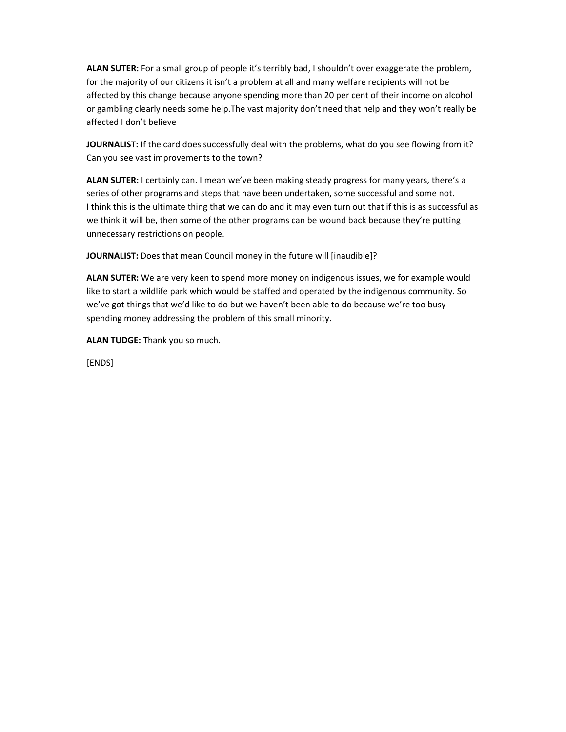**ALAN SUTER:** For a small group of people it's terribly bad, I shouldn't over exaggerate the problem, for the majority of our citizens it isn't a problem at all and many welfare recipients will not be affected by this change because anyone spending more than 20 per cent of their income on alcohol or gambling clearly needs some help.The vast majority don't need that help and they won't really be affected I don't believe

**JOURNALIST:** If the card does successfully deal with the problems, what do you see flowing from it? Can you see vast improvements to the town?

**ALAN SUTER:** I certainly can. I mean we've been making steady progress for many years, there's a series of other programs and steps that have been undertaken, some successful and some not.
I think this is the ultimate thing that we can do and it may even turn out that if this is as successful as we think it will be, then some of the other programs can be wound back because they're putting unnecessary restrictions on people.

**JOURNALIST:** Does that mean Council money in the future will [inaudible]?

**ALAN SUTER:** We are very keen to spend more money on indigenous issues, we for example would like to start a wildlife park which would be staffed and operated by the indigenous community. So we've got things that we'd like to do but we haven't been able to do because we're too busy spending money addressing the problem of this small minority.

**ALAN TUDGE:** Thank you so much.

[ENDS]